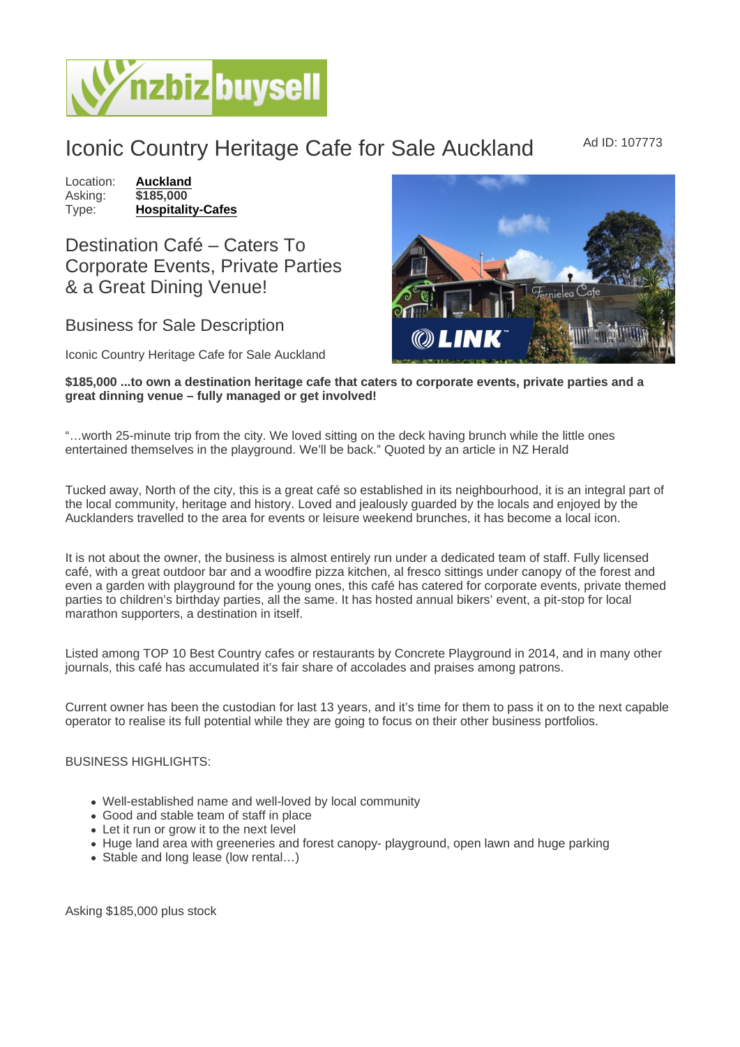# Iconic Country Heritage Cafe for Sale Auckland

Ad ID: 107773

Location: **Auckland**
Asking: **$185,000**
Type: **Hospitality-Cafes**

## Destination Café – Caters To Corporate Events, Private Parties & a Great Dining Venue!

### Business for Sale Description

Iconic Country Heritage Cafe for Sale Auckland

**$185,000 ...to own a destination heritage cafe that caters to corporate events, private parties and a great dinning venue – fully managed or get involved!**

"…worth 25-minute trip from the city. We loved sitting on the deck having brunch while the little ones entertained themselves in the playground. We'll be back." Quoted by an article in NZ Herald

Tucked away, North of the city, this is a great café so established in its neighbourhood, it is an integral part of the local community, heritage and history. Loved and jealously guarded by the locals and enjoyed by the Aucklanders travelled to the area for events or leisure weekend brunches, it has become a local icon.

It is not about the owner, the business is almost entirely run under a dedicated team of staff. Fully licensed café, with a great outdoor bar and a woodfire pizza kitchen, al fresco sittings under canopy of the forest and even a garden with playground for the young ones, this café has catered for corporate events, private themed parties to children's birthday parties, all the same. It has hosted annual bikers' event, a pit-stop for local marathon supporters, a destination in itself.

Listed among TOP 10 Best Country cafes or restaurants by Concrete Playground in 2014, and in many other journals, this café has accumulated it's fair share of accolades and praises among patrons.

Current owner has been the custodian for last 13 years, and it's time for them to pass it on to the next capable operator to realise its full potential while they are going to focus on their other business portfolios.

BUSINESS HIGHLIGHTS:

- Well-established name and well-loved by local community
- Good and stable team of staff in place
- Let it run or grow it to the next level
- Huge land area with greeneries and forest canopy- playground, open lawn and huge parking
- Stable and long lease (low rental…)

Asking $185,000 plus stock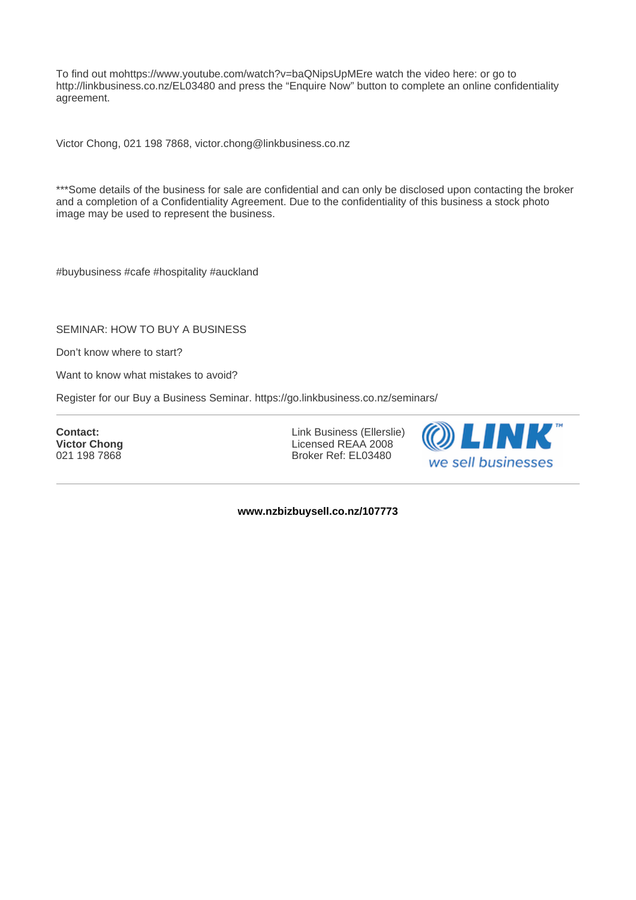To find out mohttps://www.youtube.com/watch?v=baQNipsUpMEre watch the video here: or go to http://linkbusiness.co.nz/EL03480 and press the “Enquire Now” button to complete an online confidentiality agreement.

Victor Chong, 021 198 7868, victor.chong@linkbusiness.co.nz

***Some details of the business for sale are confidential and can only be disclosed upon contacting the broker and a completion of a Confidentiality Agreement. Due to the confidentiality of this business a stock photo image may be used to represent the business.

#buybusiness #cafe #hospitality #auckland

SEMINAR: HOW TO BUY A BUSINESS

Don’t know where to start?

Want to know what mistakes to avoid?

Register for our Buy a Business Seminar. https://go.linkbusiness.co.nz/seminars/

---

**Contact:**
**Victor Chong**
021 198 7868

Link Business (Ellerslie)
Licensed REAA 2008
Broker Ref: EL03480

LINK™ we sell businesses

---

**www.nzbizbuysell.co.nz/107773**